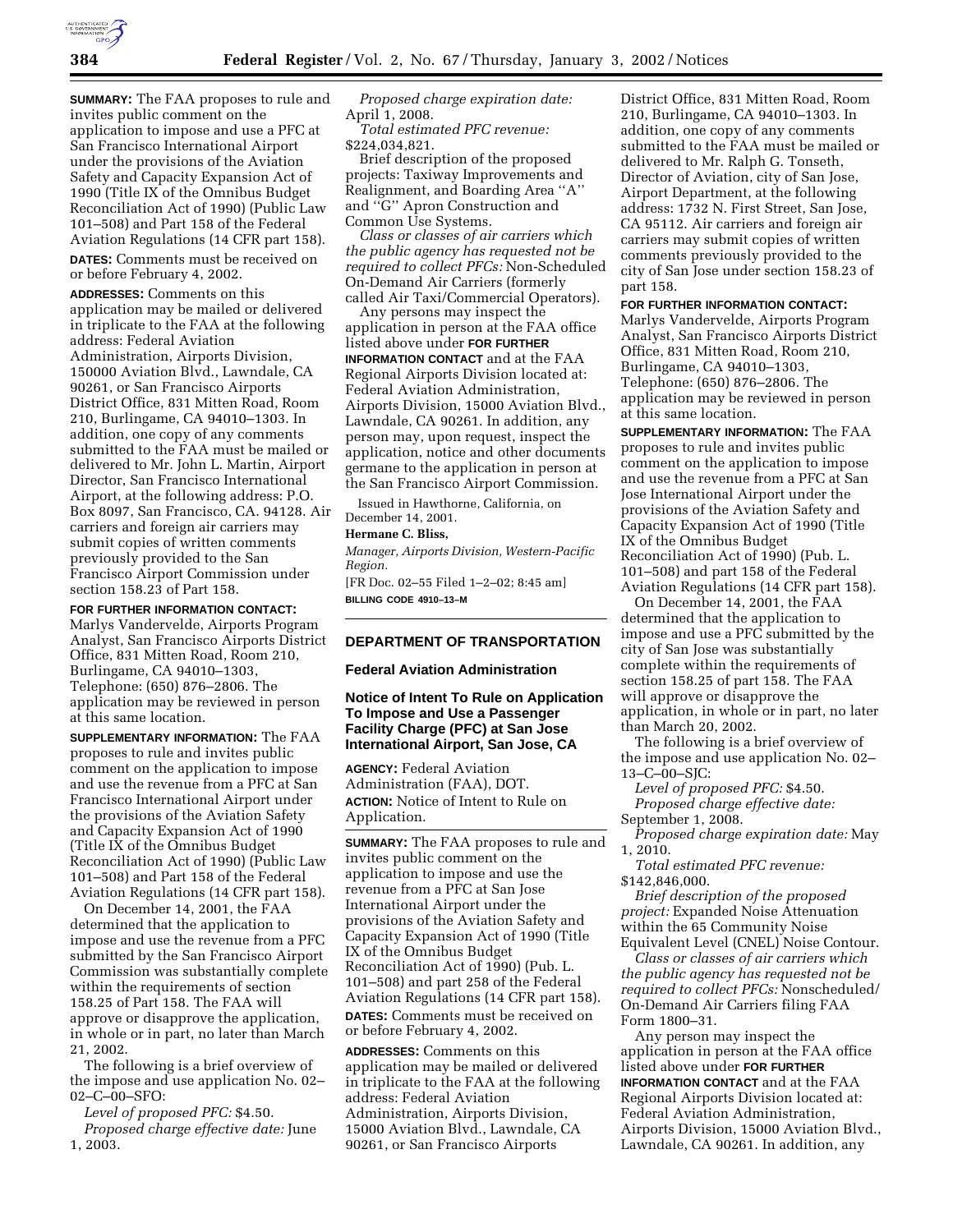**SUMMARY:** The FAA proposes to rule and invites public comment on the application to impose and use a PFC at San Francisco International Airport under the provisions of the Aviation Safety and Capacity Expansion Act of 1990 (Title IX of the Omnibus Budget Reconciliation Act of 1990) (Public Law 101–508) and Part 158 of the Federal Aviation Regulations (14 CFR part 158).

**DATES:** Comments must be received on or before February 4, 2002.

**ADDRESSES:** Comments on this application may be mailed or delivered in triplicate to the FAA at the following address: Federal Aviation Administration, Airports Division, 150000 Aviation Blvd., Lawndale, CA 90261, or San Francisco Airports District Office, 831 Mitten Road, Room 210, Burlingame, CA 94010–1303. In addition, one copy of any comments submitted to the FAA must be mailed or delivered to Mr. John L. Martin, Airport Director, San Francisco International Airport, at the following address: P.O. Box 8097, San Francisco, CA. 94128. Air carriers and foreign air carriers may submit copies of written comments previously provided to the San Francisco Airport Commission under section 158.23 of Part 158.

**FOR FURTHER INFORMATION CONTACT:** Marlys Vandervelde, Airports Program Analyst, San Francisco Airports District Office, 831 Mitten Road, Room 210, Burlingame, CA 94010–1303, Telephone: (650) 876–2806. The application may be reviewed in person at this same location.

**SUPPLEMENTARY INFORMATION:** The FAA proposes to rule and invites public comment on the application to impose and use the revenue from a PFC at San Francisco International Airport under the provisions of the Aviation Safety and Capacity Expansion Act of 1990 (Title IX of the Omnibus Budget Reconciliation Act of 1990) (Public Law 101–508) and Part 158 of the Federal Aviation Regulations (14 CFR part 158).

On December 14, 2001, the FAA determined that the application to impose and use the revenue from a PFC submitted by the San Francisco Airport Commission was substantially complete within the requirements of section 158.25 of Part 158. The FAA will approve or disapprove the application, in whole or in part, no later than March 21, 2002.

The following is a brief overview of the impose and use application No. 02–02–C–00–SFO:

*Level of proposed PFC:* $4.50.

*Proposed charge effective date:* June 1, 2003.

*Proposed charge expiration date:* April 1, 2008.

*Total estimated PFC revenue:* $224,034,821.

Brief description of the proposed projects: Taxiway Improvements and Realignment, and Boarding Area ''A'' and ''G'' Apron Construction and Common Use Systems.

*Class or classes of air carriers which the public agency has requested not be required to collect PFCs:* Non-Scheduled On-Demand Air Carriers (formerly called Air Taxi/Commercial Operators).

Any persons may inspect the application in person at the FAA office listed above under **FOR FURTHER INFORMATION CONTACT** and at the FAA Regional Airports Division located at: Federal Aviation Administration, Airports Division, 15000 Aviation Blvd., Lawndale, CA 90261. In addition, any person may, upon request, inspect the application, notice and other documents germane to the application in person at the San Francisco Airport Commission.

Issued in Hawthorne, California, on December 14, 2001.

**Hermane C. Bliss,**

*Manager, Airports Division, Western-Pacific Region.*

[FR Doc. 02–55 Filed 1–2–02; 8:45 am]

**BILLING CODE 4910–13–M**

## DEPARTMENT OF TRANSPORTATION

### Federal Aviation Administration

### Notice of Intent To Rule on Application To Impose and Use a Passenger Facility Charge (PFC) at San Jose International Airport, San Jose, CA

**AGENCY:** Federal Aviation Administration (FAA), DOT.

**ACTION:** Notice of Intent to Rule on Application.

**SUMMARY:** The FAA proposes to rule and invites public comment on the application to impose and use the revenue from a PFC at San Jose International Airport under the provisions of the Aviation Safety and Capacity Expansion Act of 1990 (Title IX of the Omnibus Budget Reconciliation Act of 1990) (Pub. L. 101–508) and part 258 of the Federal Aviation Regulations (14 CFR part 158).

**DATES:** Comments must be received on or before February 4, 2002.

**ADDRESSES:** Comments on this application may be mailed or delivered in triplicate to the FAA at the following address: Federal Aviation Administration, Airports Division, 15000 Aviation Blvd., Lawndale, CA 90261, or San Francisco Airports District Office, 831 Mitten Road, Room 210, Burlingame, CA 94010–1303. In addition, one copy of any comments submitted to the FAA must be mailed or delivered to Mr. Ralph G. Tonseth, Director of Aviation, city of San Jose, Airport Department, at the following address: 1732 N. First Street, San Jose, CA 95112. Air carriers and foreign air carriers may submit copies of written comments previously provided to the city of San Jose under section 158.23 of part 158.

**FOR FURTHER INFORMATION CONTACT:** Marlys Vandervelde, Airports Program Analyst, San Francisco Airports District Office, 831 Mitten Road, Room 210, Burlingame, CA 94010–1303, Telephone: (650) 876–2806. The application may be reviewed in person at this same location.

**SUPPLEMENTARY INFORMATION:** The FAA proposes to rule and invites public comment on the application to impose and use the revenue from a PFC at San Jose International Airport under the provisions of the Aviation Safety and Capacity Expansion Act of 1990 (Title IX of the Omnibus Budget Reconciliation Act of 1990) (Pub. L. 101–508) and part 158 of the Federal Aviation Regulations (14 CFR part 158).

On December 14, 2001, the FAA determined that the application to impose and use a PFC submitted by the city of San Jose was substantially complete within the requirements of section 158.25 of part 158. The FAA will approve or disapprove the application, in whole or in part, no later than March 20, 2002.

The following is a brief overview of the impose and use application No. 02–13–C–00–SJC:

*Level of proposed PFC:* $4.50.

*Proposed charge effective date:* September 1, 2008.

*Proposed charge expiration date:* May 1, 2010.

*Total estimated PFC revenue:* $142,846,000.

*Brief description of the proposed project:* Expanded Noise Attenuation within the 65 Community Noise Equivalent Level (CNEL) Noise Contour.

*Class or classes of air carriers which the public agency has requested not be required to collect PFCs:* Nonscheduled/On-Demand Air Carriers filing FAA Form 1800–31.

Any person may inspect the application in person at the FAA office listed above under **FOR FURTHER INFORMATION CONTACT** and at the FAA Regional Airports Division located at: Federal Aviation Administration, Airports Division, 15000 Aviation Blvd., Lawndale, CA 90261. In addition, any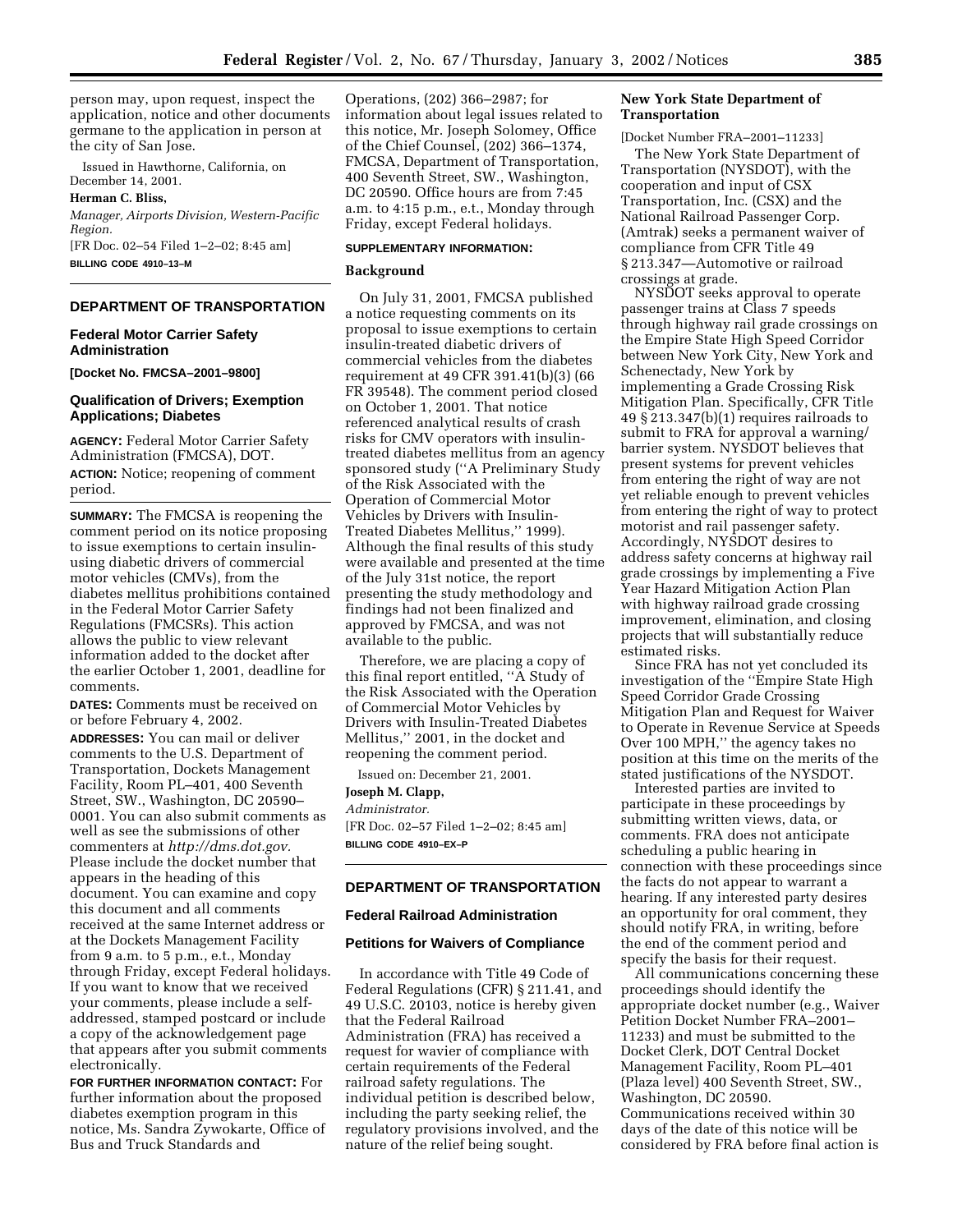person may, upon request, inspect the application, notice and other documents germane to the application in person at the city of San Jose.

Issued in Hawthorne, California, on December 14, 2001.

**Herman C. Bliss,**

*Manager, Airports Division, Western-Pacific Region.*

[FR Doc. 02–54 Filed 1–2–02; 8:45 am]

**BILLING CODE 4910–13–M**

---

## DEPARTMENT OF TRANSPORTATION

### Federal Motor Carrier Safety Administration

**[Docket No. FMCSA–2001–9800]**

### Qualification of Drivers; Exemption Applications; Diabetes

**AGENCY:** Federal Motor Carrier Safety Administration (FMCSA), DOT.

**ACTION:** Notice; reopening of comment period.

**SUMMARY:** The FMCSA is reopening the comment period on its notice proposing to issue exemptions to certain insulin-using diabetic drivers of commercial motor vehicles (CMVs), from the diabetes mellitus prohibitions contained in the Federal Motor Carrier Safety Regulations (FMCSRs). This action allows the public to view relevant information added to the docket after the earlier October 1, 2001, deadline for comments.

**DATES:** Comments must be received on or before February 4, 2002.

**ADDRESSES:** You can mail or deliver comments to the U.S. Department of Transportation, Dockets Management Facility, Room PL–401, 400 Seventh Street, SW., Washington, DC 20590–0001. You can also submit comments as well as see the submissions of other commenters at *http://dms.dot.gov.* Please include the docket number that appears in the heading of this document. You can examine and copy this document and all comments received at the same Internet address or at the Dockets Management Facility from 9 a.m. to 5 p.m., e.t., Monday through Friday, except Federal holidays. If you want to know that we received your comments, please include a self-addressed, stamped postcard or include a copy of the acknowledgement page that appears after you submit comments electronically.

**FOR FURTHER INFORMATION CONTACT:** For further information about the proposed diabetes exemption program in this notice, Ms. Sandra Zywokarte, Office of Bus and Truck Standards and Operations, (202) 366–2987; for information about legal issues related to this notice, Mr. Joseph Solomey, Office of the Chief Counsel, (202) 366–1374, FMCSA, Department of Transportation, 400 Seventh Street, SW., Washington, DC 20590. Office hours are from 7:45 a.m. to 4:15 p.m., e.t., Monday through Friday, except Federal holidays.

**SUPPLEMENTARY INFORMATION:**

**Background**

On July 31, 2001, FMCSA published a notice requesting comments on its proposal to issue exemptions to certain insulin-treated diabetic drivers of commercial vehicles from the diabetes requirement at 49 CFR 391.41(b)(3) (66 FR 39548). The comment period closed on October 1, 2001. That notice referenced analytical results of crash risks for CMV operators with insulin-treated diabetes mellitus from an agency sponsored study (''A Preliminary Study of the Risk Associated with the Operation of Commercial Motor Vehicles by Drivers with Insulin-Treated Diabetes Mellitus,'' 1999). Although the final results of this study were available and presented at the time of the July 31st notice, the report presenting the study methodology and findings had not been finalized and approved by FMCSA, and was not available to the public.

Therefore, we are placing a copy of this final report entitled, ''A Study of the Risk Associated with the Operation of Commercial Motor Vehicles by Drivers with Insulin-Treated Diabetes Mellitus,'' 2001, in the docket and reopening the comment period.

Issued on: December 21, 2001.

**Joseph M. Clapp,**

*Administrator.*

[FR Doc. 02–57 Filed 1–2–02; 8:45 am]

**BILLING CODE 4910–EX–P**

---

## DEPARTMENT OF TRANSPORTATION

### Federal Railroad Administration

### Petitions for Waivers of Compliance

In accordance with Title 49 Code of Federal Regulations (CFR) § 211.41, and 49 U.S.C. 20103, notice is hereby given that the Federal Railroad Administration (FRA) has received a request for wavier of compliance with certain requirements of the Federal railroad safety regulations. The individual petition is described below, including the party seeking relief, the regulatory provisions involved, and the nature of the relief being sought.

**New York State Department of Transportation**

[Docket Number FRA–2001–11233]

The New York State Department of Transportation (NYSDOT), with the cooperation and input of CSX Transportation, Inc. (CSX) and the National Railroad Passenger Corp. (Amtrak) seeks a permanent waiver of compliance from CFR Title 49 § 213.347—Automotive or railroad crossings at grade.

NYSDOT seeks approval to operate passenger trains at Class 7 speeds through highway rail grade crossings on the Empire State High Speed Corridor between New York City, New York and Schenectady, New York by implementing a Grade Crossing Risk Mitigation Plan. Specifically, CFR Title 49 § 213.347(b)(1) requires railroads to submit to FRA for approval a warning/barrier system. NYSDOT believes that present systems for prevent vehicles from entering the right of way are not yet reliable enough to prevent vehicles from entering the right of way to protect motorist and rail passenger safety. Accordingly, NYSDOT desires to address safety concerns at highway rail grade crossings by implementing a Five Year Hazard Mitigation Action Plan with highway railroad grade crossing improvement, elimination, and closing projects that will substantially reduce estimated risks.

Since FRA has not yet concluded its investigation of the ''Empire State High Speed Corridor Grade Crossing Mitigation Plan and Request for Waiver to Operate in Revenue Service at Speeds Over 100 MPH,'' the agency takes no position at this time on the merits of the stated justifications of the NYSDOT.

Interested parties are invited to participate in these proceedings by submitting written views, data, or comments. FRA does not anticipate scheduling a public hearing in connection with these proceedings since the facts do not appear to warrant a hearing. If any interested party desires an opportunity for oral comment, they should notify FRA, in writing, before the end of the comment period and specify the basis for their request.

All communications concerning these proceedings should identify the appropriate docket number (e.g., Waiver Petition Docket Number FRA–2001–11233) and must be submitted to the Docket Clerk, DOT Central Docket Management Facility, Room PL–401 (Plaza level) 400 Seventh Street, SW., Washington, DC 20590. Communications received within 30 days of the date of this notice will be considered by FRA before final action is